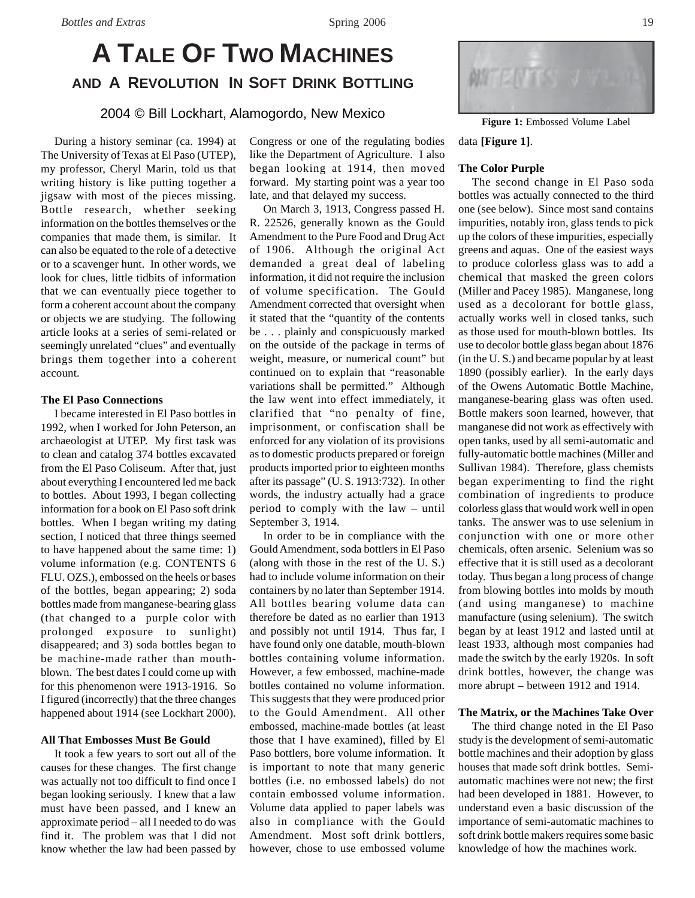# A Tale Of Two Machines

## and a Revolution in Soft Drink Bottling

2004 © Bill Lockhart, Alamogordo, New Mexico

During a history seminar (ca. 1994) at The University of Texas at El Paso (UTEP), my professor, Cheryl Marin, told us that writing history is like putting together a jigsaw with most of the pieces missing. Bottle research, whether seeking information on the bottles themselves or the companies that made them, is similar. It can also be equated to the role of a detective or to a scavenger hunt. In other words, we look for clues, little tidbits of information that we can eventually piece together to form a coherent account about the company or objects we are studying. The following article looks at a series of semi-related or seemingly unrelated "clues" and eventually brings them together into a coherent account.

**The El Paso Connections**

I became interested in El Paso bottles in 1992, when I worked for John Peterson, an archaeologist at UTEP. My first task was to clean and catalog 374 bottles excavated from the El Paso Coliseum. After that, just about everything I encountered led me back to bottles. About 1993, I began collecting information for a book on El Paso soft drink bottles. When I began writing my dating section, I noticed that three things seemed to have happened about the same time: 1) volume information (e.g. CONTENTS 6 FLU. OZS.), embossed on the heels or bases of the bottles, began appearing; 2) soda bottles made from manganese-bearing glass (that changed to a purple color with prolonged exposure to sunlight) disappeared; and 3) soda bottles began to be machine-made rather than mouth-blown. The best dates I could come up with for this phenomenon were 1913-1916. So I figured (incorrectly) that the three changes happened about 1914 (see Lockhart 2000).

**All That Embosses Must Be Gould**

It took a few years to sort out all of the causes for these changes. The first change was actually not too difficult to find once I began looking seriously. I knew that a law must have been passed, and I knew an approximate period – all I needed to do was find it. The problem was that I did not know whether the law had been passed by Congress or one of the regulating bodies like the Department of Agriculture. I also began looking at 1914, then moved forward. My starting point was a year too late, and that delayed my success.

On March 3, 1913, Congress passed H. R. 22526, generally known as the Gould Amendment to the Pure Food and Drug Act of 1906. Although the original Act demanded a great deal of labeling information, it did not require the inclusion of volume specification. The Gould Amendment corrected that oversight when it stated that the "quantity of the contents be . . . plainly and conspicuously marked on the outside of the package in terms of weight, measure, or numerical count" but continued on to explain that "reasonable variations shall be permitted." Although the law went into effect immediately, it clarified that "no penalty of fine, imprisonment, or confiscation shall be enforced for any violation of its provisions as to domestic products prepared or foreign products imported prior to eighteen months after its passage" (U. S. 1913:732). In other words, the industry actually had a grace period to comply with the law – until September 3, 1914.

In order to be in compliance with the Gould Amendment, soda bottlers in El Paso (along with those in the rest of the U. S.) had to include volume information on their containers by no later than September 1914. All bottles bearing volume data can therefore be dated as no earlier than 1913 and possibly not until 1914. Thus far, I have found only one datable, mouth-blown bottles containing volume information. However, a few embossed, machine-made bottles contained no volume information. This suggests that they were produced prior to the Gould Amendment. All other embossed, machine-made bottles (at least those that I have examined), filled by El Paso bottlers, bore volume information. It is important to note that many generic bottles (i.e. no embossed labels) do not contain embossed volume information. Volume data applied to paper labels was also in compliance with the Gould Amendment. Most soft drink bottlers, however, chose to use embossed volume data **[Figure 1]**.

**Figure 1:** Embossed Volume Label

**The Color Purple**

The second change in El Paso soda bottles was actually connected to the third one (see below). Since most sand contains impurities, notably iron, glass tends to pick up the colors of these impurities, especially greens and aquas. One of the easiest ways to produce colorless glass was to add a chemical that masked the green colors (Miller and Pacey 1985). Manganese, long used as a decolorant for bottle glass, actually works well in closed tanks, such as those used for mouth-blown bottles. Its use to decolor bottle glass began about 1876 (in the U. S.) and became popular by at least 1890 (possibly earlier). In the early days of the Owens Automatic Bottle Machine, manganese-bearing glass was often used. Bottle makers soon learned, however, that manganese did not work as effectively with open tanks, used by all semi-automatic and fully-automatic bottle machines (Miller and Sullivan 1984). Therefore, glass chemists began experimenting to find the right combination of ingredients to produce colorless glass that would work well in open tanks. The answer was to use selenium in conjunction with one or more other chemicals, often arsenic. Selenium was so effective that it is still used as a decolorant today. Thus began a long process of change from blowing bottles into molds by mouth (and using manganese) to machine manufacture (using selenium). The switch began by at least 1912 and lasted until at least 1933, although most companies had made the switch by the early 1920s. In soft drink bottles, however, the change was more abrupt – between 1912 and 1914.

**The Matrix, or the Machines Take Over**

The third change noted in the El Paso study is the development of semi-automatic bottle machines and their adoption by glass houses that made soft drink bottles. Semi-automatic machines were not new; the first had been developed in 1881. However, to understand even a basic discussion of the importance of semi-automatic machines to soft drink bottle makers requires some basic knowledge of how the machines work.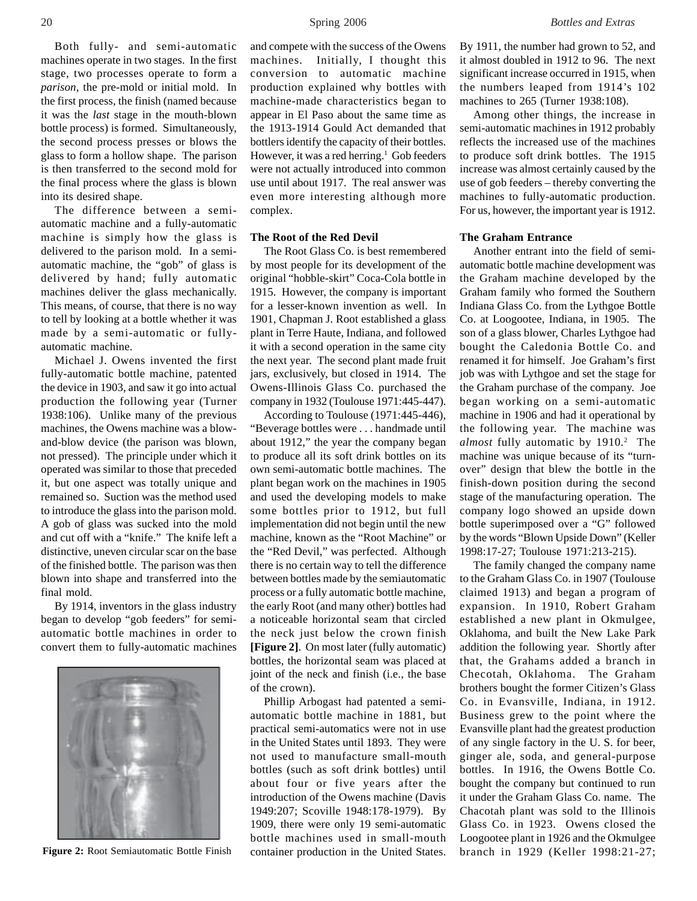Both fully- and semi-automatic machines operate in two stages. In the first stage, two processes operate to form a *parison*, the pre-mold or initial mold. In the first process, the finish (named because it was the *last* stage in the mouth-blown bottle process) is formed. Simultaneously, the second process presses or blows the glass to form a hollow shape. The parison is then transferred to the second mold for the final process where the glass is blown into its desired shape.

The difference between a semi-automatic machine and a fully-automatic machine is simply how the glass is delivered to the parison mold. In a semi-automatic machine, the "gob" of glass is delivered by hand; fully automatic machines deliver the glass mechanically. This means, of course, that there is no way to tell by looking at a bottle whether it was made by a semi-automatic or fully-automatic machine.

Michael J. Owens invented the first fully-automatic bottle machine, patented the device in 1903, and saw it go into actual production the following year (Turner 1938:106). Unlike many of the previous machines, the Owens machine was a blow-and-blow device (the parison was blown, not pressed). The principle under which it operated was similar to those that preceded it, but one aspect was totally unique and remained so. Suction was the method used to introduce the glass into the parison mold. A gob of glass was sucked into the mold and cut off with a "knife." The knife left a distinctive, uneven circular scar on the base of the finished bottle. The parison was then blown into shape and transferred into the final mold.

By 1914, inventors in the glass industry began to develop "gob feeders" for semi-automatic bottle machines in order to convert them to fully-automatic machines and compete with the success of the Owens machines. Initially, I thought this conversion to automatic machine production explained why bottles with machine-made characteristics began to appear in El Paso about the same time as the 1913-1914 Gould Act demanded that bottlers identify the capacity of their bottles. However, it was a red herring.[1] Gob feeders were not actually introduced into common use until about 1917. The real answer was even more interesting although more complex.

Figure 2: Root Semiautomatic Bottle Finish

### The Root of the Red Devil

The Root Glass Co. is best remembered by most people for its development of the original "hobble-skirt" Coca-Cola bottle in 1915. However, the company is important for a lesser-known invention as well. In 1901, Chapman J. Root established a glass plant in Terre Haute, Indiana, and followed it with a second operation in the same city the next year. The second plant made fruit jars, exclusively, but closed in 1914. The Owens-Illinois Glass Co. purchased the company in 1932 (Toulouse 1971:445-447).

According to Toulouse (1971:445-446), "Beverage bottles were . . . handmade until about 1912," the year the company began to produce all its soft drink bottles on its own semi-automatic bottle machines. The plant began work on the machines in 1905 and used the developing models to make some bottles prior to 1912, but full implementation did not begin until the new machine, known as the "Root Machine" or the "Red Devil," was perfected. Although there is no certain way to tell the difference between bottles made by the semiautomatic process or a fully automatic bottle machine, the early Root (and many other) bottles had a noticeable horizontal seam that circled the neck just below the crown finish **[Figure 2]**. On most later (fully automatic) bottles, the horizontal seam was placed at joint of the neck and finish (i.e., the base of the crown).

Phillip Arbogast had patented a semi-automatic bottle machine in 1881, but practical semi-automatics were not in use in the United States until 1893. They were not used to manufacture small-mouth bottles (such as soft drink bottles) until about four or five years after the introduction of the Owens machine (Davis 1949:207; Scoville 1948:178-1979). By 1909, there were only 19 semi-automatic bottle machines used in small-mouth container production in the United States. By 1911, the number had grown to 52, and it almost doubled in 1912 to 96. The next significant increase occurred in 1915, when the numbers leaped from 1914's 102 machines to 265 (Turner 1938:108).

Among other things, the increase in semi-automatic machines in 1912 probably reflects the increased use of the machines to produce soft drink bottles. The 1915 increase was almost certainly caused by the use of gob feeders – thereby converting the machines to fully-automatic production. For us, however, the important year is 1912.

### The Graham Entrance

Another entrant into the field of semi-automatic bottle machine development was the Graham machine developed by the Graham family who formed the Southern Indiana Glass Co. from the Lythgoe Bottle Co. at Loogootee, Indiana, in 1905. The son of a glass blower, Charles Lythgoe had bought the Caledonia Bottle Co. and renamed it for himself. Joe Graham's first job was with Lythgoe and set the stage for the Graham purchase of the company. Joe began working on a semi-automatic machine in 1906 and had it operational by the following year. The machine was *almost* fully automatic by 1910.[2] The machine was unique because of its "turn-over" design that blew the bottle in the finish-down position during the second stage of the manufacturing operation. The company logo showed an upside down bottle superimposed over a "G" followed by the words "Blown Upside Down" (Keller 1998:17-27; Toulouse 1971:213-215).

The family changed the company name to the Graham Glass Co. in 1907 (Toulouse claimed 1913) and began a program of expansion. In 1910, Robert Graham established a new plant in Okmulgee, Oklahoma, and built the New Lake Park addition the following year. Shortly after that, the Grahams added a branch in Checotah, Oklahoma. The Graham brothers bought the former Citizen's Glass Co. in Evansville, Indiana, in 1912. Business grew to the point where the Evansville plant had the greatest production of any single factory in the U. S. for beer, ginger ale, soda, and general-purpose bottles. In 1916, the Owens Bottle Co. bought the company but continued to run it under the Graham Glass Co. name. The Chacotah plant was sold to the Illinois Glass Co. in 1923. Owens closed the Loogootee plant in 1926 and the Okmulgee branch in 1929 (Keller 1998:21-27;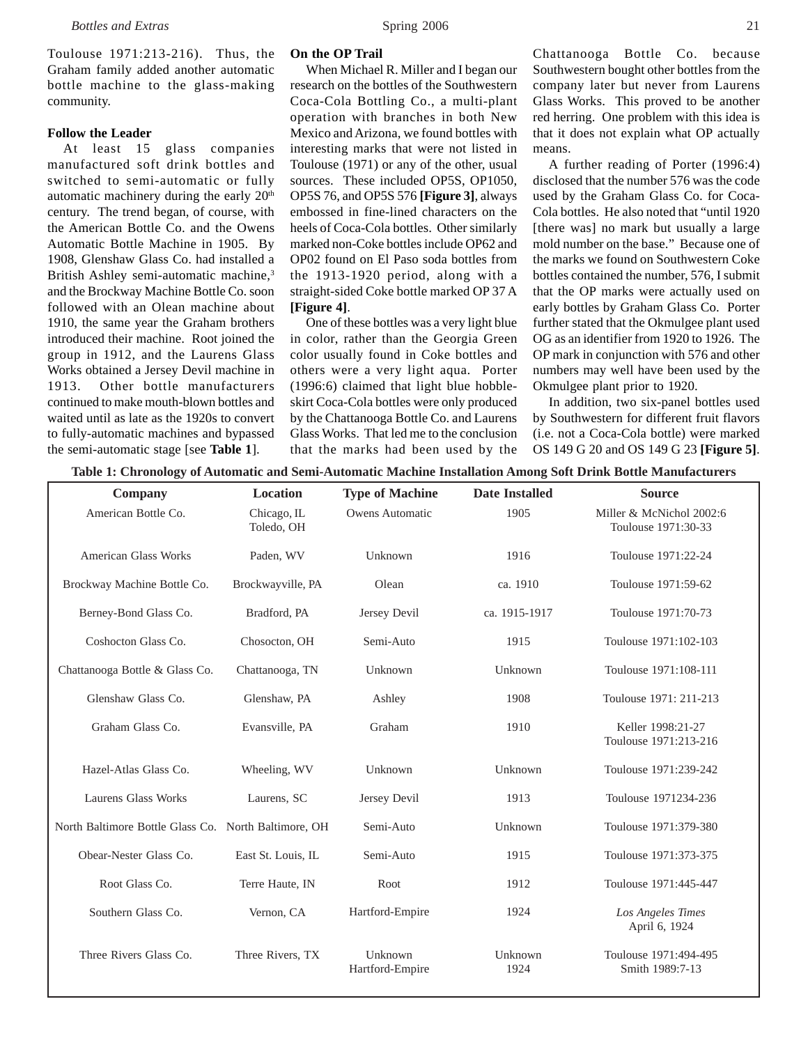Toulouse 1971:213-216). Thus, the Graham family added another automatic bottle machine to the glass-making community.

**Follow the Leader**

At least 15 glass companies manufactured soft drink bottles and switched to semi-automatic or fully automatic machinery during the early 20th century. The trend began, of course, with the American Bottle Co. and the Owens Automatic Bottle Machine in 1905. By 1908, Glenshaw Glass Co. had installed a British Ashley semi-automatic machine,[3] and the Brockway Machine Bottle Co. soon followed with an Olean machine about 1910, the same year the Graham brothers introduced their machine. Root joined the group in 1912, and the Laurens Glass Works obtained a Jersey Devil machine in 1913. Other bottle manufacturers continued to make mouth-blown bottles and waited until as late as the 1920s to convert to fully-automatic machines and bypassed the semi-automatic stage [see **Table 1**].

**On the OP Trail**

When Michael R. Miller and I began our research on the bottles of the Southwestern Coca-Cola Bottling Co., a multi-plant operation with branches in both New Mexico and Arizona, we found bottles with interesting marks that were not listed in Toulouse (1971) or any of the other, usual sources. These included OP5S, OP1050, OP5S 76, and OP5S 576 **[Figure 3]**, always embossed in fine-lined characters on the heels of Coca-Cola bottles. Other similarly marked non-Coke bottles include OP62 and OP02 found on El Paso soda bottles from the 1913-1920 period, along with a straight-sided Coke bottle marked OP 37 A **[Figure 4]**.

One of these bottles was a very light blue in color, rather than the Georgia Green color usually found in Coke bottles and others were a very light aqua. Porter (1996:6) claimed that light blue hobble-skirt Coca-Cola bottles were only produced by the Chattanooga Bottle Co. and Laurens Glass Works. That led me to the conclusion that the marks had been used by the Chattanooga Bottle Co. because Southwestern bought other bottles from the company later but never from Laurens Glass Works. This proved to be another red herring. One problem with this idea is that it does not explain what OP actually means.

A further reading of Porter (1996:4) disclosed that the number 576 was the code used by the Graham Glass Co. for Coca-Cola bottles. He also noted that "until 1920 [there was] no mark but usually a large mold number on the base." Because one of the marks we found on Southwestern Coke bottles contained the number, 576, I submit that the OP marks were actually used on early bottles by Graham Glass Co. Porter further stated that the Okmulgee plant used OG as an identifier from 1920 to 1926. The OP mark in conjunction with 576 and other numbers may well have been used by the Okmulgee plant prior to 1920.

In addition, two six-panel bottles used by Southwestern for different fruit flavors (i.e. not a Coca-Cola bottle) were marked OS 149 G 20 and OS 149 G 23 **[Figure 5]**.

**Table 1: Chronology of Automatic and Semi-Automatic Machine Installation Among Soft Drink Bottle Manufacturers**

| Company | Location | Type of Machine | Date Installed | Source |
|---|---|---|---|---|
| American Bottle Co. | Chicago, IL<br>Toledo, OH | Owens Automatic | 1905 | Miller & McNichol 2002:6<br>Toulouse 1971:30-33 |
| American Glass Works | Paden, WV | Unknown | 1916 | Toulouse 1971:22-24 |
| Brockway Machine Bottle Co. | Brockwayville, PA | Olean | ca. 1910 | Toulouse 1971:59-62 |
| Berney-Bond Glass Co. | Bradford, PA | Jersey Devil | ca. 1915-1917 | Toulouse 1971:70-73 |
| Coshocton Glass Co. | Chosocton, OH | Semi-Auto | 1915 | Toulouse 1971:102-103 |
| Chattanooga Bottle & Glass Co. | Chattanooga, TN | Unknown | Unknown | Toulouse 1971:108-111 |
| Glenshaw Glass Co. | Glenshaw, PA | Ashley | 1908 | Toulouse 1971: 211-213 |
| Graham Glass Co. | Evansville, PA | Graham | 1910 | Keller 1998:21-27<br>Toulouse 1971:213-216 |
| Hazel-Atlas Glass Co. | Wheeling, WV | Unknown | Unknown | Toulouse 1971:239-242 |
| Laurens Glass Works | Laurens, SC | Jersey Devil | 1913 | Toulouse 1971234-236 |
| North Baltimore Bottle Glass Co. | North Baltimore, OH | Semi-Auto | Unknown | Toulouse 1971:379-380 |
| Obear-Nester Glass Co. | East St. Louis, IL | Semi-Auto | 1915 | Toulouse 1971:373-375 |
| Root Glass Co. | Terre Haute, IN | Root | 1912 | Toulouse 1971:445-447 |
| Southern Glass Co. | Vernon, CA | Hartford-Empire | 1924 | *Los Angeles Times*<br>April 6, 1924 |
| Three Rivers Glass Co. | Three Rivers, TX | Unknown<br>Hartford-Empire | Unknown<br>1924 | Toulouse 1971:494-495<br>Smith 1989:7-13 |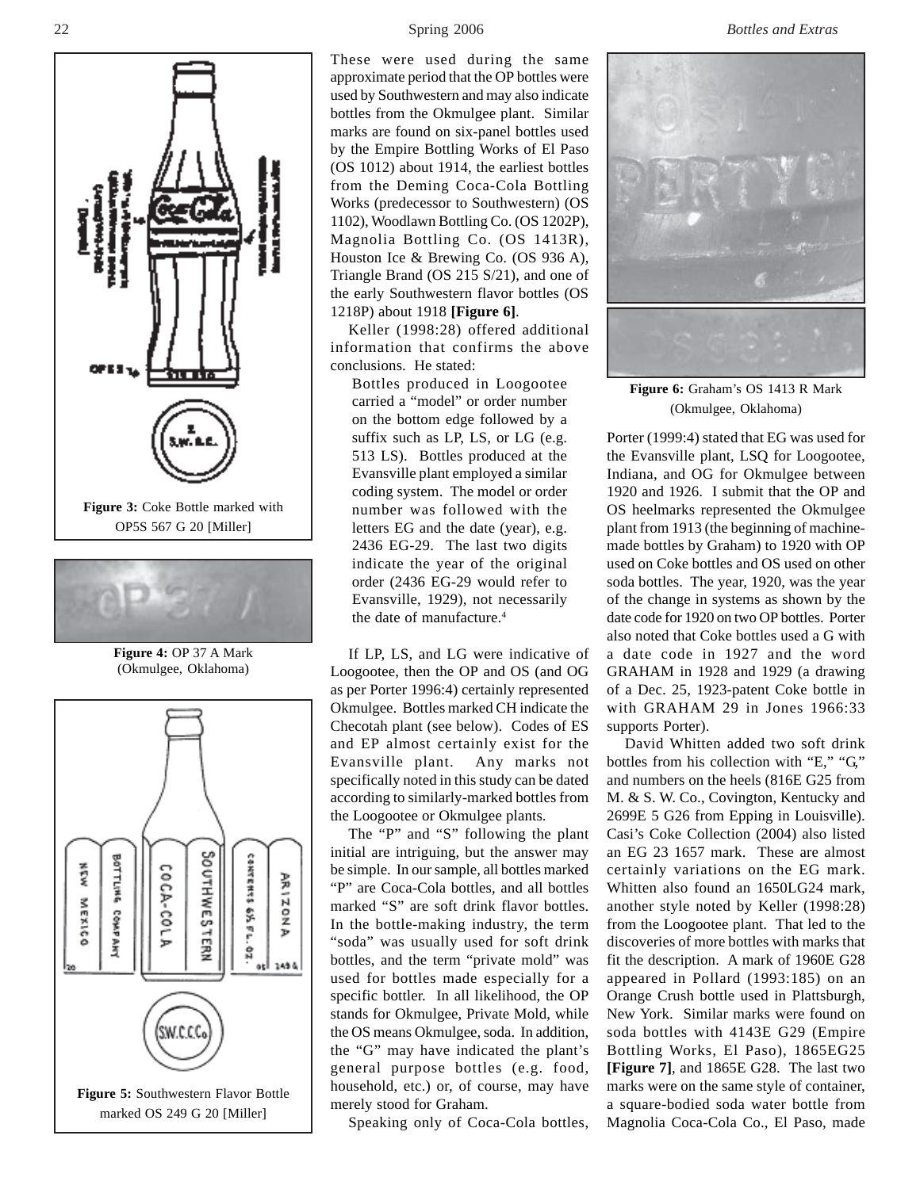These were used during the same approximate period that the OP bottles were used by Southwestern and may also indicate bottles from the Okmulgee plant. Similar marks are found on six-panel bottles used by the Empire Bottling Works of El Paso (OS 1012) about 1914, the earliest bottles from the Deming Coca-Cola Bottling Works (predecessor to Southwestern) (OS 1102), Woodlawn Bottling Co. (OS 1202P), Magnolia Bottling Co. (OS 1413R), Houston Ice & Brewing Co. (OS 936 A), Triangle Brand (OS 215 S/21), and one of the early Southwestern flavor bottles (OS 1218P) about 1918 **[Figure 6]**.

Keller (1998:28) offered additional information that confirms the above conclusions. He stated:

> Bottles produced in Loogootee carried a "model" or order number on the bottom edge followed by a suffix such as LP, LS, or LG (e.g. 513 LS). Bottles produced at the Evansville plant employed a similar coding system. The model or order number was followed with the letters EG and the date (year), e.g. 2436 EG-29. The last two digits indicate the year of the original order (2436 EG-29 would refer to Evansville, 1929), not necessarily the date of manufacture.[4]

If LP, LS, and LG were indicative of Loogootee, then the OP and OS (and OG as per Porter 1996:4) certainly represented Okmulgee. Bottles marked CH indicate the Checotah plant (see below). Codes of ES and EP almost certainly exist for the Evansville plant. Any marks not specifically noted in this study can be dated according to similarly-marked bottles from the Loogootee or Okmulgee plants.

The "P" and "S" following the plant initial are intriguing, but the answer may be simple. In our sample, all bottles marked "P" are Coca-Cola bottles, and all bottles marked "S" are soft drink flavor bottles. In the bottle-making industry, the term "soda" was usually used for soft drink bottles, and the term "private mold" was used for bottles made especially for a specific bottler. In all likelihood, the OP stands for Okmulgee, Private Mold, while the OS means Okmulgee, soda. In addition, the "G" may have indicated the plant's general purpose bottles (e.g. food, household, etc.) or, of course, may have merely stood for Graham.

Speaking only of Coca-Cola bottles, Porter (1999:4) stated that EG was used for the Evansville plant, LSQ for Loogootee, Indiana, and OG for Okmulgee between 1920 and 1926. I submit that the OP and OS heelmarks represented the Okmulgee plant from 1913 (the beginning of machine-made bottles by Graham) to 1920 with OP used on Coke bottles and OS used on other soda bottles. The year, 1920, was the year of the change in systems as shown by the date code for 1920 on two OP bottles. Porter also noted that Coke bottles used a G with a date code in 1927 and the word GRAHAM in 1928 and 1929 (a drawing of a Dec. 25, 1923-patent Coke bottle in with GRAHAM 29 in Jones 1966:33 supports Porter).

David Whitten added two soft drink bottles from his collection with "E," "G," and numbers on the heels (816E G25 from M. & S. W. Co., Covington, Kentucky and 2699E 5 G26 from Epping in Louisville). Casi's Coke Collection (2004) also listed an EG 23 1657 mark. These are almost certainly variations on the EG mark. Whitten also found an 1650LG24 mark, another style noted by Keller (1998:28) from the Loogootee plant. That led to the discoveries of more bottles with marks that fit the description. A mark of 1960E G28 appeared in Pollard (1993:185) on an Orange Crush bottle used in Plattsburgh, New York. Similar marks were found on soda bottles with 4143E G29 (Empire Bottling Works, El Paso), 1865EG25 **[Figure 7]**, and 1865E G28. The last two marks were on the same style of container, a square-bodied soda water bottle from Magnolia Coca-Cola Co., El Paso, made

**Figure 3:** Coke Bottle marked with OP5S 567 G 20 [Miller]

**Figure 4:** OP 37 A Mark (Okmulgee, Oklahoma)

**Figure 5:** Southwestern Flavor Bottle marked OS 249 G 20 [Miller]

**Figure 6:** Graham's OS 1413 R Mark (Okmulgee, Oklahoma)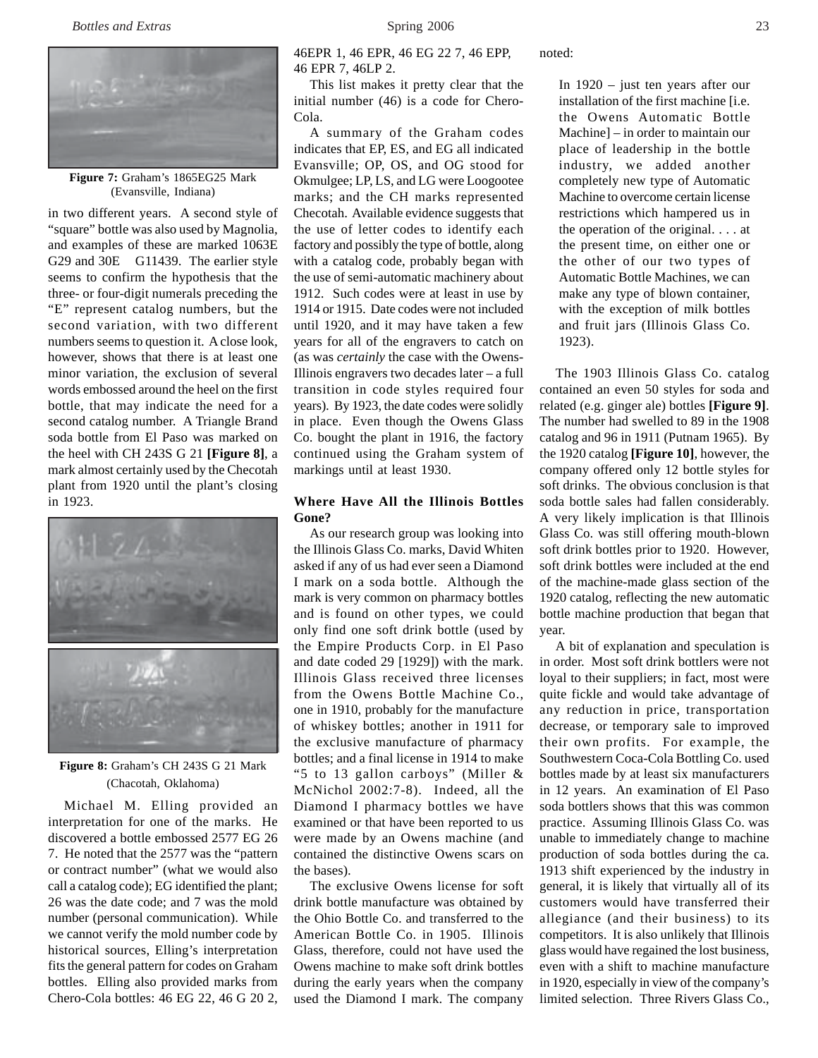**Figure 7:** Graham's 1865EG25 Mark (Evansville, Indiana)

in two different years. A second style of "square" bottle was also used by Magnolia, and examples of these are marked 1063E G29 and 30E G11439. The earlier style seems to confirm the hypothesis that the three- or four-digit numerals preceding the "E" represent catalog numbers, but the second variation, with two different numbers seems to question it. A close look, however, shows that there is at least one minor variation, the exclusion of several words embossed around the heel on the first bottle, that may indicate the need for a second catalog number. A Triangle Brand soda bottle from El Paso was marked on the heel with CH 243S G 21 **[Figure 8]**, a mark almost certainly used by the Checotah plant from 1920 until the plant's closing in 1923.

**Figure 8:** Graham's CH 243S G 21 Mark (Chacotah, Oklahoma)

Michael M. Elling provided an interpretation for one of the marks. He discovered a bottle embossed 2577 EG 26 7. He noted that the 2577 was the "pattern or contract number" (what we would also call a catalog code); EG identified the plant; 26 was the date code; and 7 was the mold number (personal communication). While we cannot verify the mold number code by historical sources, Elling's interpretation fits the general pattern for codes on Graham bottles. Elling also provided marks from Chero-Cola bottles: 46 EG 22, 46 G 20 2, 46EPR 1, 46 EPR, 46 EG 22 7, 46 EPP, 46 EPR 7, 46LP 2.

This list makes it pretty clear that the initial number (46) is a code for Chero-Cola.

A summary of the Graham codes indicates that EP, ES, and EG all indicated Evansville; OP, OS, and OG stood for Okmulgee; LP, LS, and LG were Loogootee marks; and the CH marks represented Checotah. Available evidence suggests that the use of letter codes to identify each factory and possibly the type of bottle, along with a catalog code, probably began with the use of semi-automatic machinery about 1912. Such codes were at least in use by 1914 or 1915. Date codes were not included until 1920, and it may have taken a few years for all of the engravers to catch on (as was *certainly* the case with the Owens-Illinois engravers two decades later – a full transition in code styles required four years). By 1923, the date codes were solidly in place. Even though the Owens Glass Co. bought the plant in 1916, the factory continued using the Graham system of markings until at least 1930.

## Where Have All the Illinois Bottles Gone?

As our research group was looking into the Illinois Glass Co. marks, David Whiten asked if any of us had ever seen a Diamond I mark on a soda bottle. Although the mark is very common on pharmacy bottles and is found on other types, we could only find one soft drink bottle (used by the Empire Products Corp. in El Paso and date coded 29 [1929]) with the mark. Illinois Glass received three licenses from the Owens Bottle Machine Co., one in 1910, probably for the manufacture of whiskey bottles; another in 1911 for the exclusive manufacture of pharmacy bottles; and a final license in 1914 to make "5 to 13 gallon carboys" (Miller & McNichol 2002:7-8). Indeed, all the Diamond I pharmacy bottles we have examined or that have been reported to us were made by an Owens machine (and contained the distinctive Owens scars on the bases).

The exclusive Owens license for soft drink bottle manufacture was obtained by the Ohio Bottle Co. and transferred to the American Bottle Co. in 1905. Illinois Glass, therefore, could not have used the Owens machine to make soft drink bottles during the early years when the company used the Diamond I mark. The company noted:

> In 1920 – just ten years after our installation of the first machine [i.e. the Owens Automatic Bottle Machine] – in order to maintain our place of leadership in the bottle industry, we added another completely new type of Automatic Machine to overcome certain license restrictions which hampered us in the operation of the original. . . . at the present time, on either one or the other of our two types of Automatic Bottle Machines, we can make any type of blown container, with the exception of milk bottles and fruit jars (Illinois Glass Co. 1923).

The 1903 Illinois Glass Co. catalog contained an even 50 styles for soda and related (e.g. ginger ale) bottles **[Figure 9]**. The number had swelled to 89 in the 1908 catalog and 96 in 1911 (Putnam 1965). By the 1920 catalog **[Figure 10]**, however, the company offered only 12 bottle styles for soft drinks. The obvious conclusion is that soda bottle sales had fallen considerably. A very likely implication is that Illinois Glass Co. was still offering mouth-blown soft drink bottles prior to 1920. However, soft drink bottles were included at the end of the machine-made glass section of the 1920 catalog, reflecting the new automatic bottle machine production that began that year.

A bit of explanation and speculation is in order. Most soft drink bottlers were not loyal to their suppliers; in fact, most were quite fickle and would take advantage of any reduction in price, transportation decrease, or temporary sale to improved their own profits. For example, the Southwestern Coca-Cola Bottling Co. used bottles made by at least six manufacturers in 12 years. An examination of El Paso soda bottlers shows that this was common practice. Assuming Illinois Glass Co. was unable to immediately change to machine production of soda bottles during the ca. 1913 shift experienced by the industry in general, it is likely that virtually all of its customers would have transferred their allegiance (and their business) to its competitors. It is also unlikely that Illinois glass would have regained the lost business, even with a shift to machine manufacture in 1920, especially in view of the company's limited selection. Three Rivers Glass Co.,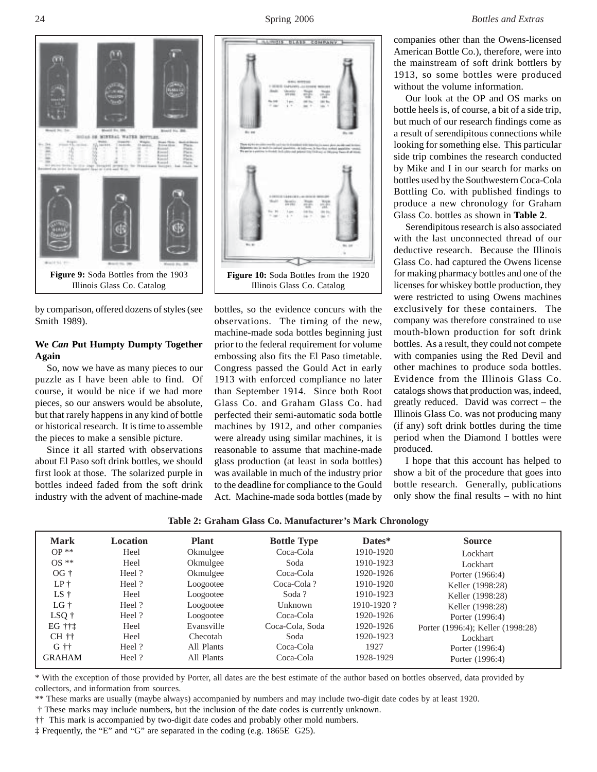Figure 9: Soda Bottles from the 1903 Illinois Glass Co. Catalog

Figure 10: Soda Bottles from the 1920 Illinois Glass Co. Catalog

by comparison, offered dozens of styles (see Smith 1989).

### We *Can* Put Humpty Dumpty Together Again

So, now we have as many pieces to our puzzle as I have been able to find. Of course, it would be nice if we had more pieces, so our answers would be absolute, but that rarely happens in any kind of bottle or historical research. It is time to assemble the pieces to make a sensible picture.

Since it all started with observations about El Paso soft drink bottles, we should first look at those. The solarized purple in bottles indeed faded from the soft drink industry with the advent of machine-made bottles, so the evidence concurs with the observations. The timing of the new, machine-made soda bottles beginning just prior to the federal requirement for volume embossing also fits the El Paso timetable. Congress passed the Gould Act in early 1913 with enforced compliance no later than September 1914. Since both Root Glass Co. and Graham Glass Co. had perfected their semi-automatic soda bottle machines by 1912, and other companies were already using similar machines, it is reasonable to assume that machine-made glass production (at least in soda bottles) was available in much of the industry prior to the deadline for compliance to the Gould Act. Machine-made soda bottles (made by companies other than the Owens-licensed American Bottle Co.), therefore, were into the mainstream of soft drink bottlers by 1913, so some bottles were produced without the volume information.

Our look at the OP and OS marks on bottle heels is, of course, a bit of a side trip, but much of our research findings come as a result of serendipitous connections while looking for something else. This particular side trip combines the research conducted by Mike and I in our search for marks on bottles used by the Southwestern Coca-Cola Bottling Co. with published findings to produce a new chronology for Graham Glass Co. bottles as shown in **Table 2**.

Serendipitous research is also associated with the last unconnected thread of our deductive research. Because the Illinois Glass Co. had captured the Owens license for making pharmacy bottles and one of the licenses for whiskey bottle production, they were restricted to using Owens machines exclusively for these containers. The company was therefore constrained to use mouth-blown production for soft drink bottles. As a result, they could not compete with companies using the Red Devil and other machines to produce soda bottles. Evidence from the Illinois Glass Co. catalogs shows that production was, indeed, greatly reduced. David was correct – the Illinois Glass Co. was not producing many (if any) soft drink bottles during the time period when the Diamond I bottles were produced.

I hope that this account has helped to show a bit of the procedure that goes into bottle research. Generally, publications only show the final results – with no hint

**Table 2: Graham Glass Co. Manufacturer's Mark Chronology**

| Mark | Location | Plant | Bottle Type | Dates* | Source |
|---|---|---|---|---|---|
| OP ** | Heel | Okmulgee | Coca-Cola | 1910-1920 | Lockhart |
| OS ** | Heel | Okmulgee | Soda | 1910-1923 | Lockhart |
| OG † | Heel ? | Okmulgee | Coca-Cola | 1920-1926 | Porter (1966:4) |
| LP † | Heel ? | Loogootee | Coca-Cola ? | 1910-1920 | Keller (1998:28) |
| LS † | Heel | Loogootee | Soda ? | 1910-1923 | Keller (1998:28) |
| LG † | Heel ? | Loogootee | Unknown | 1910-1920 ? | Keller (1998:28) |
| LSQ † | Heel ? | Loogootee | Coca-Cola | 1920-1926 | Porter (1996:4) |
| EG ††‡ | Heel | Evansville | Coca-Cola, Soda | 1920-1926 | Porter (1996:4); Keller (1998:28) |
| CH †† | Heel | Checotah | Soda | 1920-1923 | Lockhart |
| G †† | Heel ? | All Plants | Coca-Cola | 1927 | Porter (1996:4) |
| GRAHAM | Heel ? | All Plants | Coca-Cola | 1928-1929 | Porter (1996:4) |

\* With the exception of those provided by Porter, all dates are the best estimate of the author based on bottles observed, data provided by collectors, and information from sources.

\*\* These marks are usually (maybe always) accompanied by numbers and may include two-digit date codes by at least 1920.

† These marks may include numbers, but the inclusion of the date codes is currently unknown.

†† This mark is accompanied by two-digit date codes and probably other mold numbers.

‡ Frequently, the "E" and "G" are separated in the coding (e.g. 1865E G25).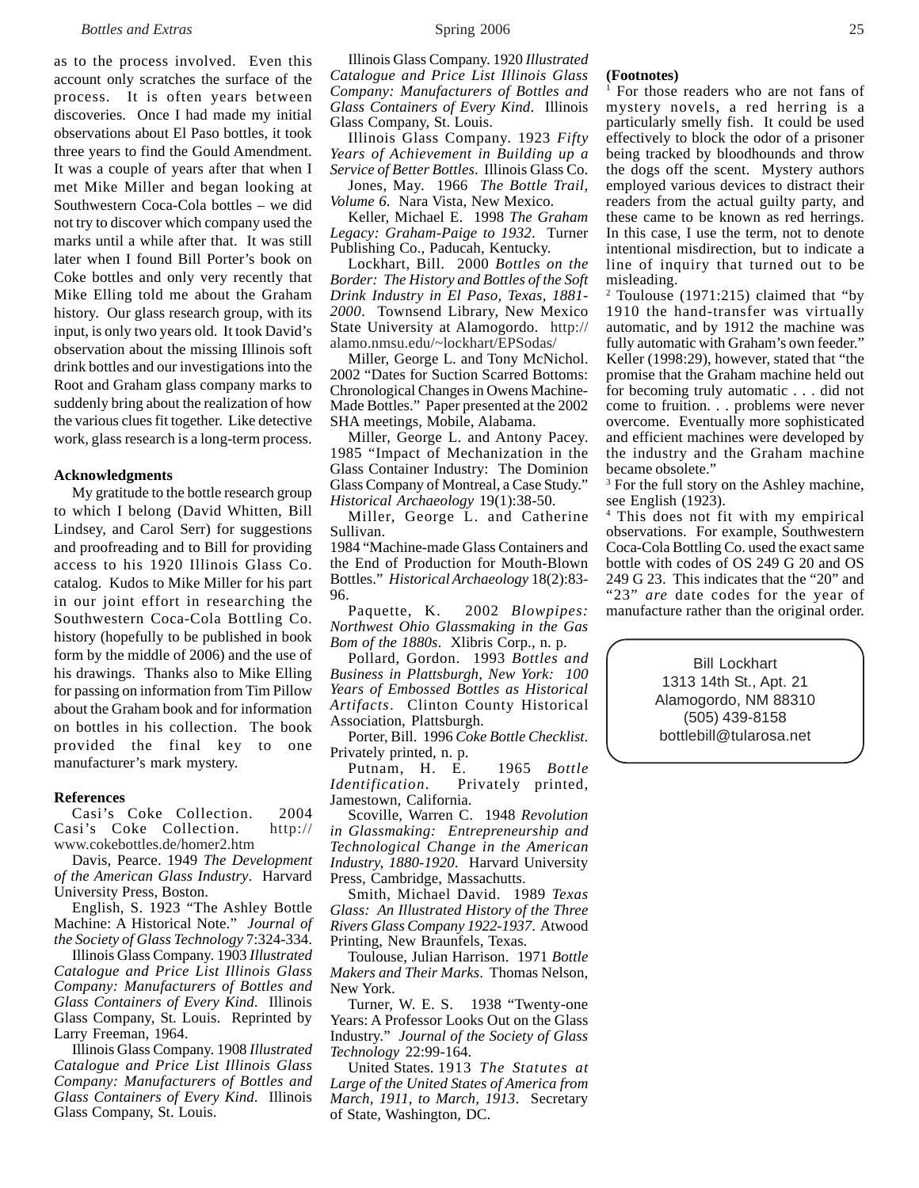as to the process involved. Even this account only scratches the surface of the process. It is often years between discoveries. Once I had made my initial observations about El Paso bottles, it took three years to find the Gould Amendment. It was a couple of years after that when I met Mike Miller and began looking at Southwestern Coca-Cola bottles – we did not try to discover which company used the marks until a while after that. It was still later when I found Bill Porter's book on Coke bottles and only very recently that Mike Elling told me about the Graham history. Our glass research group, with its input, is only two years old. It took David's observation about the missing Illinois soft drink bottles and our investigations into the Root and Graham glass company marks to suddenly bring about the realization of how the various clues fit together. Like detective work, glass research is a long-term process.

## Acknowledgments

My gratitude to the bottle research group to which I belong (David Whitten, Bill Lindsey, and Carol Serr) for suggestions and proofreading and to Bill for providing access to his 1920 Illinois Glass Co. catalog. Kudos to Mike Miller for his part in our joint effort in researching the Southwestern Coca-Cola Bottling Co. history (hopefully to be published in book form by the middle of 2006) and the use of his drawings. Thanks also to Mike Elling for passing on information from Tim Pillow about the Graham book and for information on bottles in his collection. The book provided the final key to one manufacturer's mark mystery.

## References

Casi's Coke Collection. 2004 Casi's Coke Collection. http://www.cokebottles.de/homer2.htm

Davis, Pearce. 1949 *The Development of the American Glass Industry*. Harvard University Press, Boston.

English, S. 1923 "The Ashley Bottle Machine: A Historical Note." *Journal of the Society of Glass Technology* 7:324-334.

Illinois Glass Company. 1903 *Illustrated Catalogue and Price List Illinois Glass Company: Manufacturers of Bottles and Glass Containers of Every Kind*. Illinois Glass Company, St. Louis. Reprinted by Larry Freeman, 1964.

Illinois Glass Company. 1908 *Illustrated Catalogue and Price List Illinois Glass Company: Manufacturers of Bottles and Glass Containers of Every Kind*. Illinois Glass Company, St. Louis.

Illinois Glass Company. 1920 *Illustrated Catalogue and Price List Illinois Glass Company: Manufacturers of Bottles and Glass Containers of Every Kind*. Illinois Glass Company, St. Louis.

Illinois Glass Company. 1923 *Fifty Years of Achievement in Building up a Service of Better Bottles*. Illinois Glass Co.

Jones, May. 1966 *The Bottle Trail, Volume 6*. Nara Vista, New Mexico.

Keller, Michael E. 1998 *The Graham Legacy: Graham-Paige to 1932*. Turner Publishing Co., Paducah, Kentucky.

Lockhart, Bill. 2000 *Bottles on the Border: The History and Bottles of the Soft Drink Industry in El Paso, Texas, 1881-2000*. Townsend Library, New Mexico State University at Alamogordo. http://alamo.nmsu.edu/~lockhart/EPSodas/

Miller, George L. and Tony McNichol. 2002 "Dates for Suction Scarred Bottoms: Chronological Changes in Owens Machine-Made Bottles." Paper presented at the 2002 SHA meetings, Mobile, Alabama.

Miller, George L. and Antony Pacey. 1985 "Impact of Mechanization in the Glass Container Industry: The Dominion Glass Company of Montreal, a Case Study." *Historical Archaeology* 19(1):38-50.

Miller, George L. and Catherine Sullivan. 1984 "Machine-made Glass Containers and the End of Production for Mouth-Blown Bottles." *Historical Archaeology* 18(2):83-96.

Paquette, K. 2002 *Blowpipes: Northwest Ohio Glassmaking in the Gas Bom of the 1880s*. Xlibris Corp., n. p.

Pollard, Gordon. 1993 *Bottles and Business in Plattsburgh, New York: 100 Years of Embossed Bottles as Historical Artifacts*. Clinton County Historical Association, Plattsburgh.

Porter, Bill. 1996 *Coke Bottle Checklist*. Privately printed, n. p.

Putnam, H. E. 1965 *Bottle Identification*. Privately printed, Jamestown, California.

Scoville, Warren C. 1948 *Revolution in Glassmaking: Entrepreneurship and Technological Change in the American Industry, 1880-1920*. Harvard University Press, Cambridge, Massachutts.

Smith, Michael David. 1989 *Texas Glass: An Illustrated History of the Three Rivers Glass Company 1922-1937*. Atwood Printing, New Braunfels, Texas.

Toulouse, Julian Harrison. 1971 *Bottle Makers and Their Marks*. Thomas Nelson, New York.

Turner, W. E. S. 1938 "Twenty-one Years: A Professor Looks Out on the Glass Industry." *Journal of the Society of Glass Technology* 22:99-164.

United States. 1913 *The Statutes at Large of the United States of America from March, 1911, to March, 1913*. Secretary of State, Washington, DC.

**(Footnotes)**

[1] For those readers who are not fans of mystery novels, a red herring is a particularly smelly fish. It could be used effectively to block the odor of a prisoner being tracked by bloodhounds and throw the dogs off the scent. Mystery authors employed various devices to distract their readers from the actual guilty party, and these came to be known as red herrings. In this case, I use the term, not to denote intentional misdirection, but to indicate a line of inquiry that turned out to be misleading.

[2] Toulouse (1971:215) claimed that "by 1910 the hand-transfer was virtually automatic, and by 1912 the machine was fully automatic with Graham's own feeder." Keller (1998:29), however, stated that "the promise that the Graham machine held out for becoming truly automatic . . . did not come to fruition. . . problems were never overcome. Eventually more sophisticated and efficient machines were developed by the industry and the Graham machine became obsolete."

[3] For the full story on the Ashley machine, see English (1923).

[4] This does not fit with my empirical observations. For example, Southwestern Coca-Cola Bottling Co. used the exact same bottle with codes of OS 249 G 20 and OS 249 G 23. This indicates that the "20" and "23" *are* date codes for the year of manufacture rather than the original order.

Bill Lockhart
1313 14th St., Apt. 21
Alamogordo, NM 88310
(505) 439-8158
bottlebill@tularosa.net